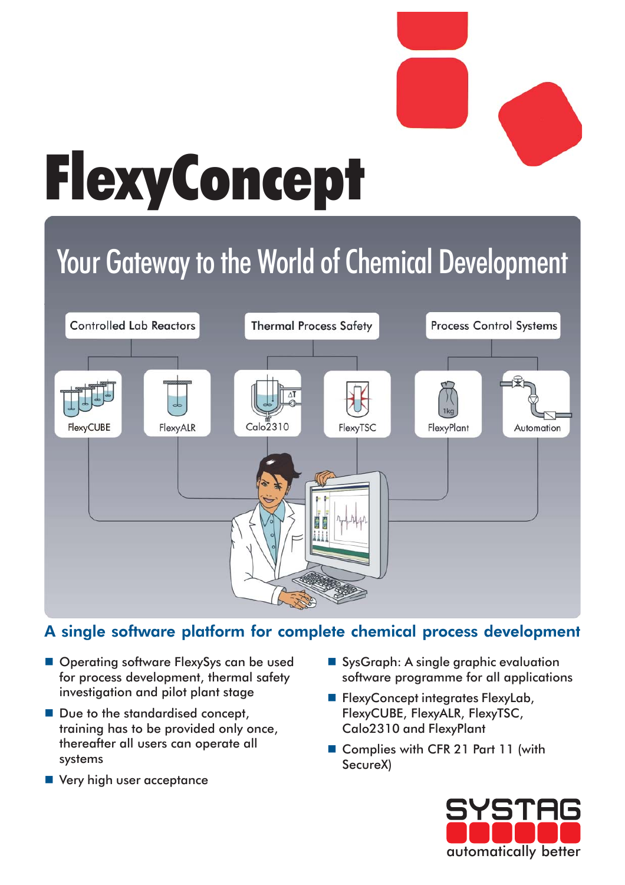# FlexyConcept

## Your Gateway to the World of Chemical Development

Controlled Lab Reactors

Thermal Process Safety

Process Control Systems

FlexyCUBE

FlexyALR

Calo2310

FlexyTSC

FlexyPlant

Automation

### A single software platform for complete chemical process development

- Operating software FlexySys can be used for process development, thermal safety investigation and pilot plant stage
- Due to the standardised concept, training has to be provided only once, thereafter all users can operate all systems
- Very high user acceptance
- SysGraph: A single graphic evaluation software programme for all applications
- FlexyConcept integrates FlexyLab, FlexyCUBE, FlexyALR, FlexyTSC, Calo2310 and FlexyPlant
- Complies with CFR 21 Part 11 (with SecureX)

SYSTAG

automatically better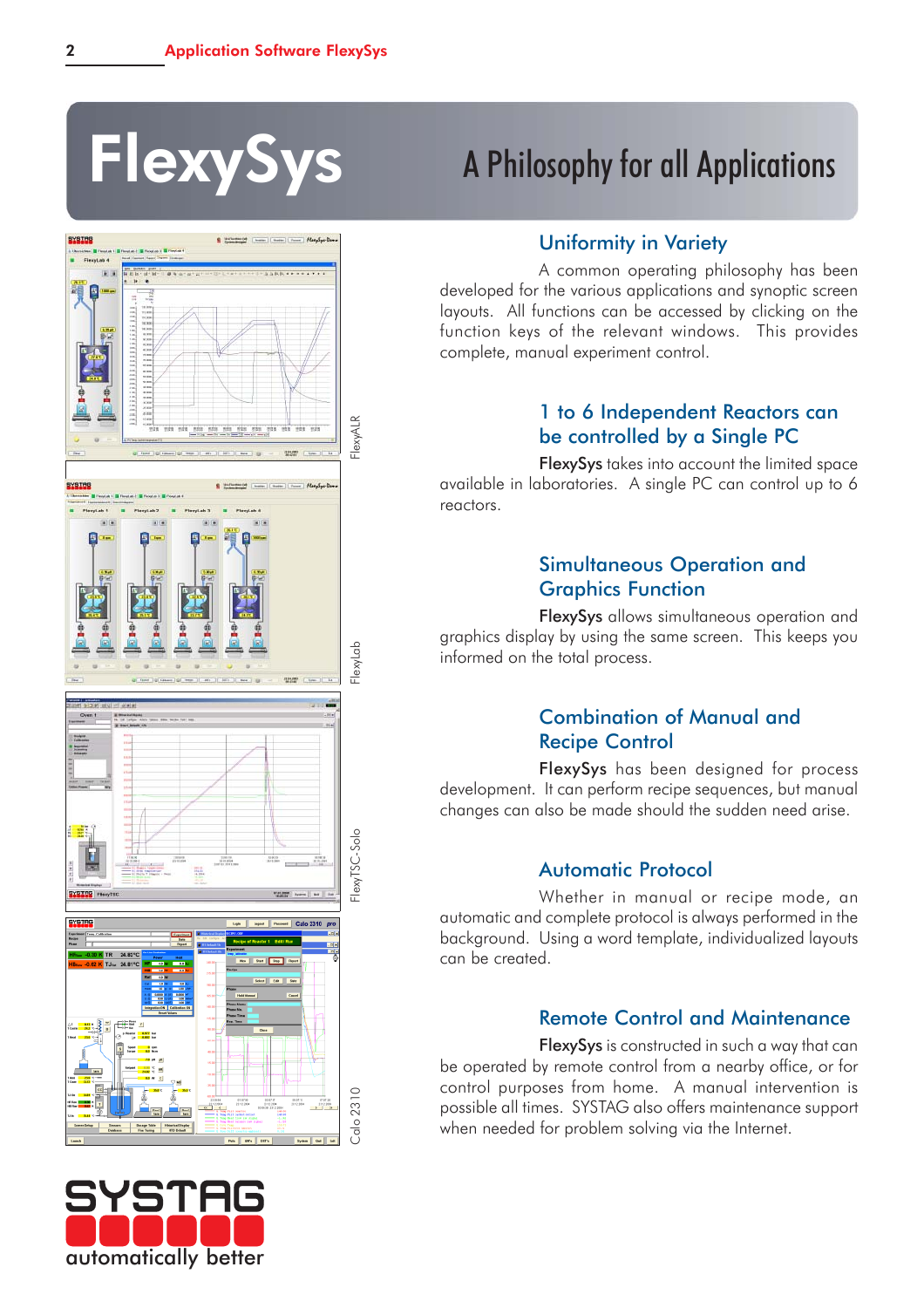# FlexySys

## A Philosophy for all Applications

FlexyALR

FlexyLab

FlexyTSC-Solo

Calo 2310

### Uniformity in Variety

A common operating philosophy has been developed for the various applications and synoptic screen layouts. All functions can be accessed by clicking on the function keys of the relevant windows. This provides complete, manual experiment control.

### 1 to 6 Independent Reactors can be controlled by a Single PC

**FlexySys** takes into account the limited space available in laboratories. A single PC can control up to 6 reactors.

### Simultaneous Operation and Graphics Function

**FlexySys** allows simultaneous operation and graphics display by using the same screen. This keeps you informed on the total process.

### Combination of Manual and Recipe Control

**FlexySys** has been designed for process development. It can perform recipe sequences, but manual changes can also be made should the sudden need arise.

### Automatic Protocol

Whether in manual or recipe mode, an automatic and complete protocol is always performed in the background. Using a word template, individualized layouts can be created.

### Remote Control and Maintenance

**FlexySys** is constructed in such a way that can be operated by remote control from a nearby office, or for control purposes from home. A manual intervention is possible all times. SYSTAG also offers maintenance support when needed for problem solving via the Internet.

SYSTAG

automatically better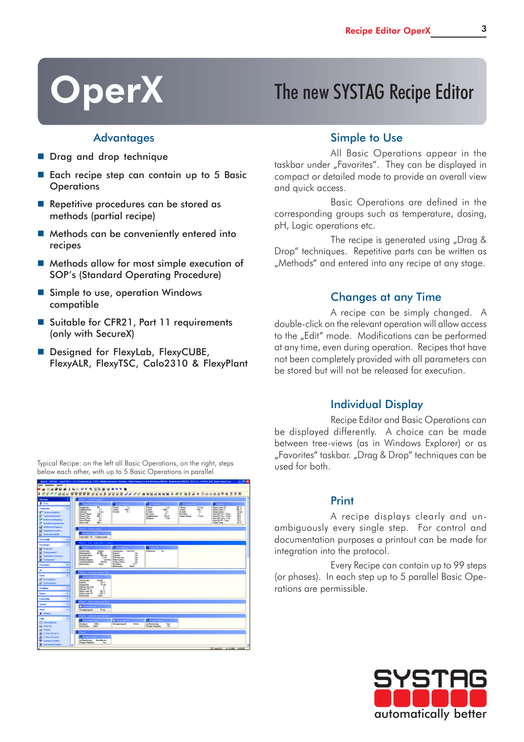# OperX

## The new SYSTAG Recipe Editor

### Advantages

- Drag and drop technique
- Each recipe step can contain up to 5 Basic Operations
- Repetitive procedures can be stored as methods (partial recipe)
- Methods can be conveniently entered into recipes
- Methods allow for most simple execution of SOP's (Standard Operating Procedure)
- Simple to use, operation Windows compatible
- Suitable for CFR21, Part 11 requirements (only with SecureX)
- Designed for FlexyLab, FlexyCUBE, FlexyALR, FlexyTSC, Calo2310 & FlexyPlant

Typical Recipe: on the left all Basic Operations, on the right, steps below each other, with up to 5 Basic Operations in parallel

### Simple to Use

All Basic Operations appear in the taskbar under „Favorites". They can be displayed in compact or detailed mode to provide an overall view and quick access.

Basic Operations are defined in the corresponding groups such as temperature, dosing, pH, Logic operations etc.

The recipe is generated using „Drag & Drop" techniques. Repetitive parts can be written as „Methods" and entered into any recipe at any stage.

### Changes at any Time

A recipe can be simply changed. A double-click on the relevant operation will allow access to the „Edit" mode. Modifications can be performed at any time, even during operation. Recipes that have not been completely provided with all parameters can be stored but will not be released for execution.

### Individual Display

Recipe Editor and Basic Operations can be displayed differently. A choice can be made between tree-views (as in Windows Explorer) or as „Favorites" taskbar. „Drag & Drop" techniques can be used for both.

### Print

A recipe displays clearly and unambiguously every single step. For control and documentation purposes a printout can be made for integration into the protocol.

Every Recipe can contain up to 99 steps (or phases). In each step up to 5 parallel Basic Operations are permissible.

SYSTAG
automatically better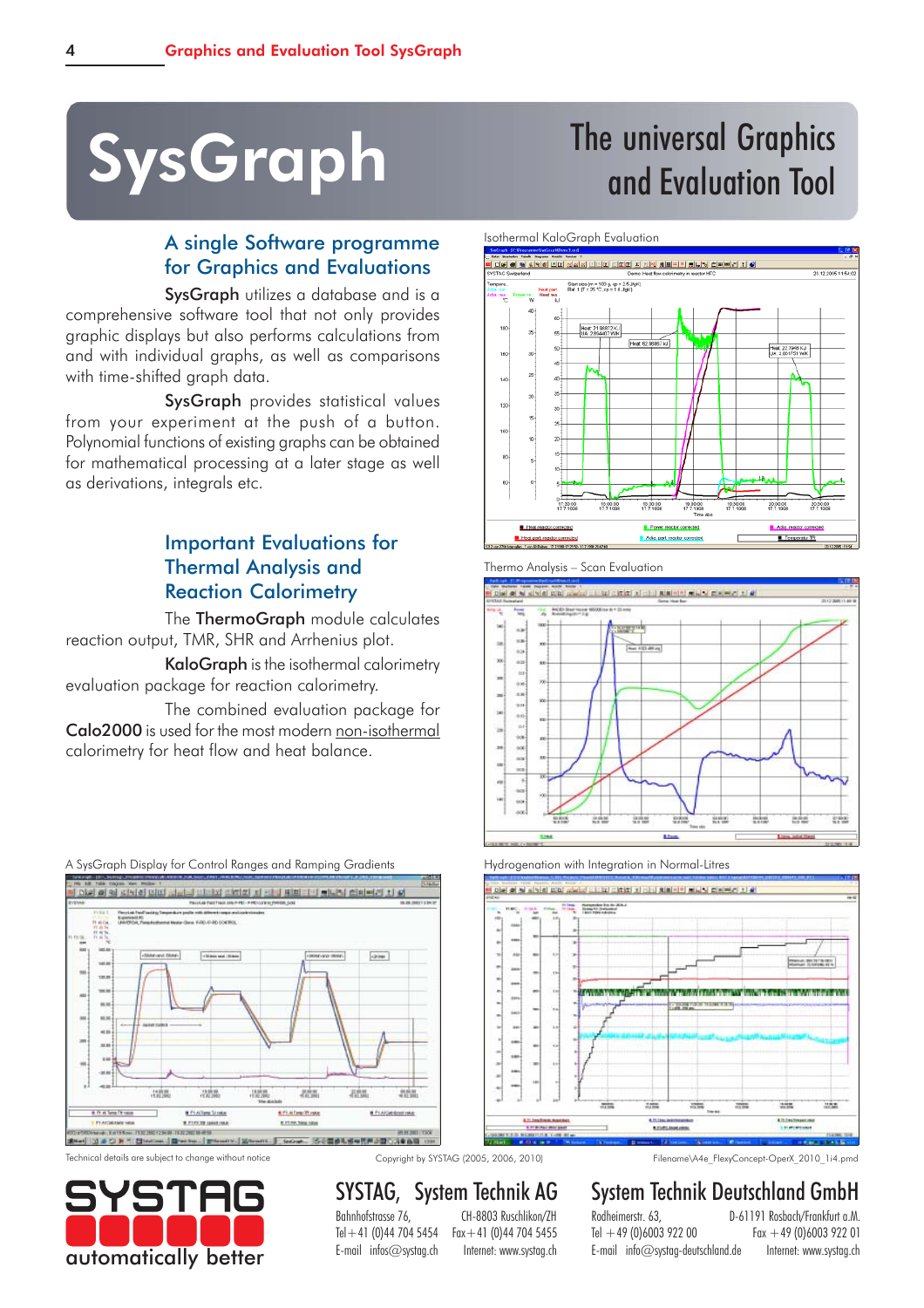# SysGraph

## The universal Graphics and Evaluation Tool

### A single Software programme for Graphics and Evaluations

**SysGraph** utilizes a database and is a comprehensive software tool that not only provides graphic displays but also performs calculations from and with individual graphs, as well as comparisons with time-shifted graph data.

**SysGraph** provides statistical values from your experiment at the push of a button. Polynomial functions of existing graphs can be obtained for mathematical processing at a later stage as well as derivations, integrals etc.

### Important Evaluations for Thermal Analysis and Reaction Calorimetry

The **ThermoGraph** module calculates reaction output, TMR, SHR and Arrhenius plot.

**KaloGraph** is the isothermal calorimetry evaluation package for reaction calorimetry.

The combined evaluation package for **Calo2000** is used for the most modern non-isothermal calorimetry for heat flow and heat balance.

Isothermal KaloGraph Evaluation

Thermo Analysis – Scan Evaluation

A SysGraph Display for Control Ranges and Ramping Gradients

Hydrogenation with Integration in Normal-Litres

Technical details are subject to change without notice

Copyright by SYSTAG (2005, 2006, 2010)

Filename\A4e_FlexyConcept-OperX_2010_1i4.pmd

SYSTAG automatically better

**SYSTAG, System Technik AG**
Bahnhofstrasse 76, CH-8803 Ruschlikon/ZH
Tel +41 (0)44 704 5454 Fax +41 (0)44 704 5455
E-mail infos@systag.ch Internet: www.systag.ch

**System Technik Deutschland GmbH**
Rodheimerstr. 63, D-61191 Rosbach/Frankfurt a.M.
Tel +49 (0)6003 922 00 Fax +49 (0)6003 922 01
E-mail info@systag-deutschland.de Internet: www.systag.ch